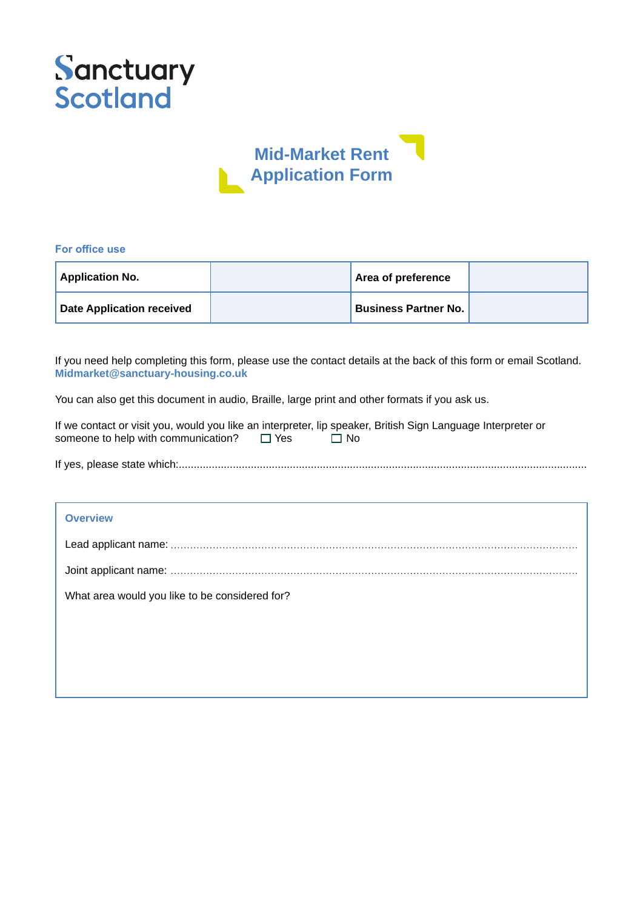Sanctuary Scotland

# Mid-Market Rent Application Form

**For office use**

| Application No. | | Area of preference | |
|---|---|---|---|
| **Date Application received** | | **Business Partner No.** | |

If you need help completing this form, please use the contact details at the back of this form or email Scotland. **Midmarket@sanctuary-housing.co.uk**

You can also get this document in audio, Braille, large print and other formats if you ask us.

If we contact or visit you, would you like an interpreter, lip speaker, British Sign Language Interpreter or someone to help with communication? ☐ Yes ☐ No

If yes, please state which:.......................................................................................................................................

## Overview

Lead applicant name: .......................................................................................................................

Joint applicant name: .......................................................................................................................

What area would you like to be considered for?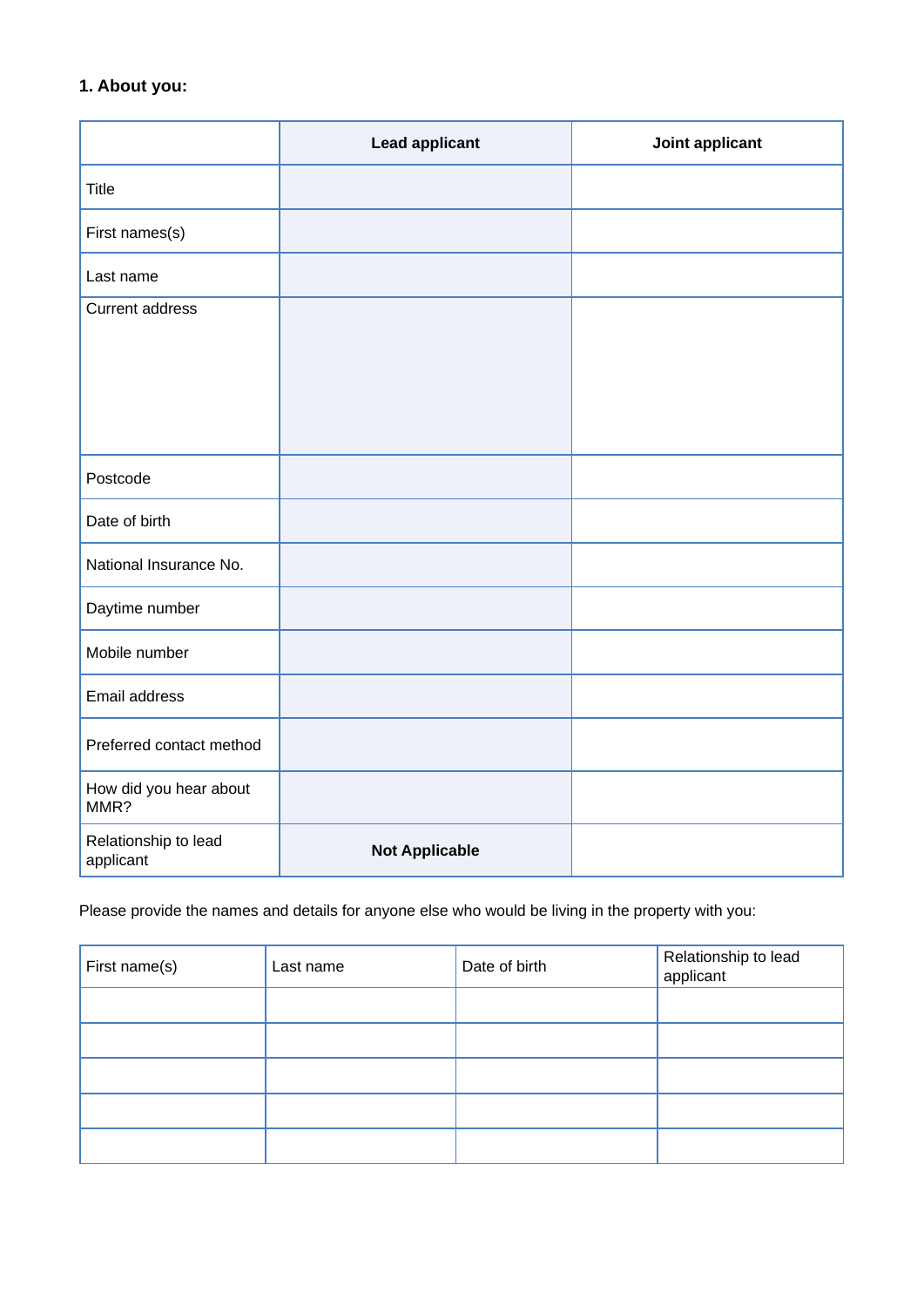### 1. About you:

| | Lead applicant | Joint applicant |
|---|---|---|
| Title | | |
| First names(s) | | |
| Last name | | |
| Current address | | |
| Postcode | | |
| Date of birth | | |
| National Insurance No. | | |
| Daytime number | | |
| Mobile number | | |
| Email address | | |
| Preferred contact method | | |
| How did you hear about MMR? | | |
| Relationship to lead applicant | **Not Applicable** | |

Please provide the names and details for anyone else who would be living in the property with you:

| First name(s) | Last name | Date of birth | Relationship to lead applicant |
|---|---|---|---|
| | | | |
| | | | |
| | | | |
| | | | |
| | | | |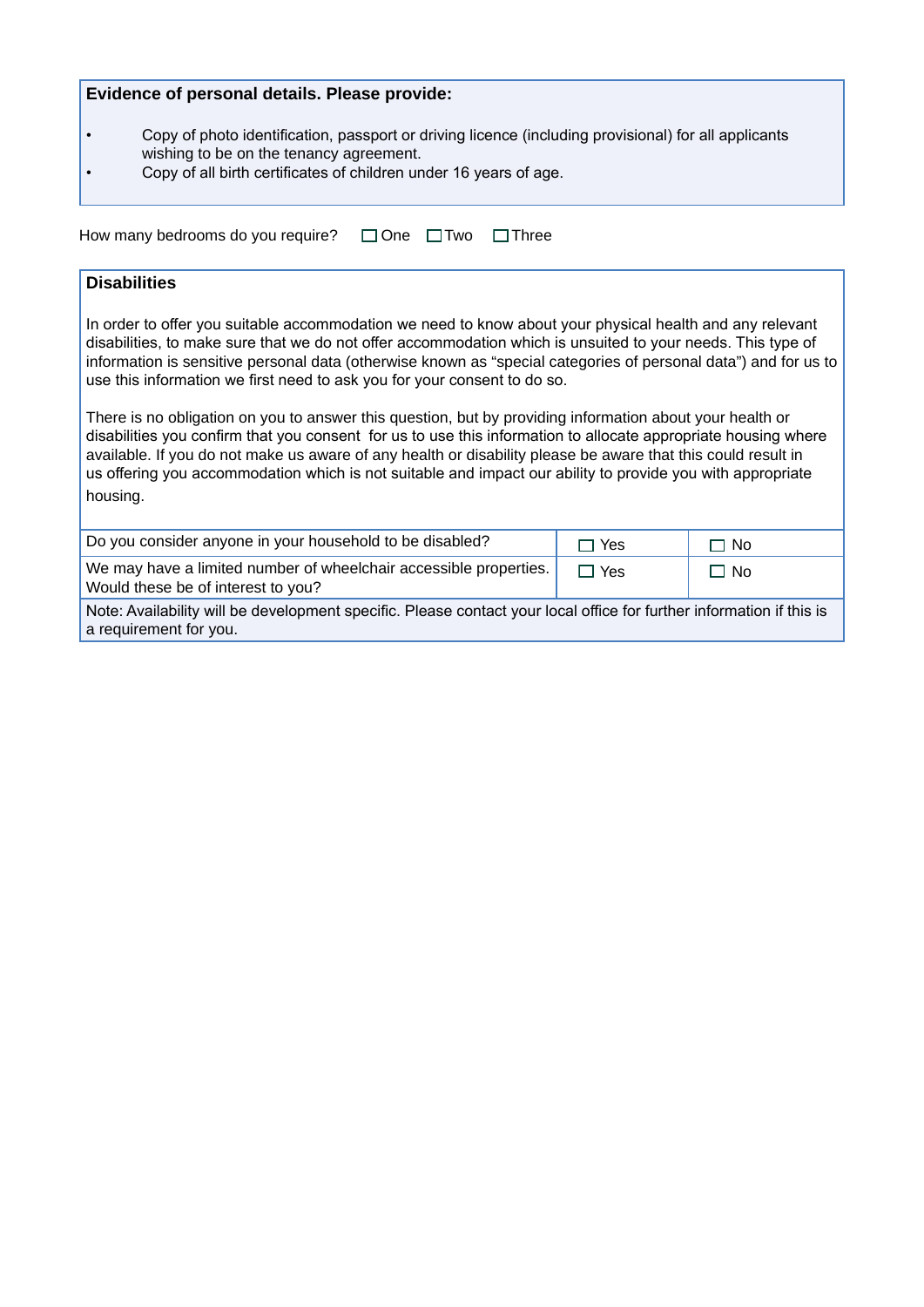**Evidence of personal details. Please provide:**

- Copy of photo identification, passport or driving licence (including provisional) for all applicants wishing to be on the tenancy agreement.
- Copy of all birth certificates of children under 16 years of age.

How many bedrooms do you require? ☐ One ☐ Two ☐ Three

**Disabilities**

In order to offer you suitable accommodation we need to know about your physical health and any relevant disabilities, to make sure that we do not offer accommodation which is unsuited to your needs. This type of information is sensitive personal data (otherwise known as "special categories of personal data") and for us to use this information we first need to ask you for your consent to do so.

There is no obligation on you to answer this question, but by providing information about your health or disabilities you confirm that you consent for us to use this information to allocate appropriate housing where available. If you do not make us aware of any health or disability please be aware that this could result in us offering you accommodation which is not suitable and impact our ability to provide you with appropriate housing.

| | | |
|---|---|---|
| Do you consider anyone in your household to be disabled? | ☐ Yes | ☐ No |
| We may have a limited number of wheelchair accessible properties. Would these be of interest to you? | ☐ Yes | ☐ No |

Note: Availability will be development specific. Please contact your local office for further information if this is a requirement for you.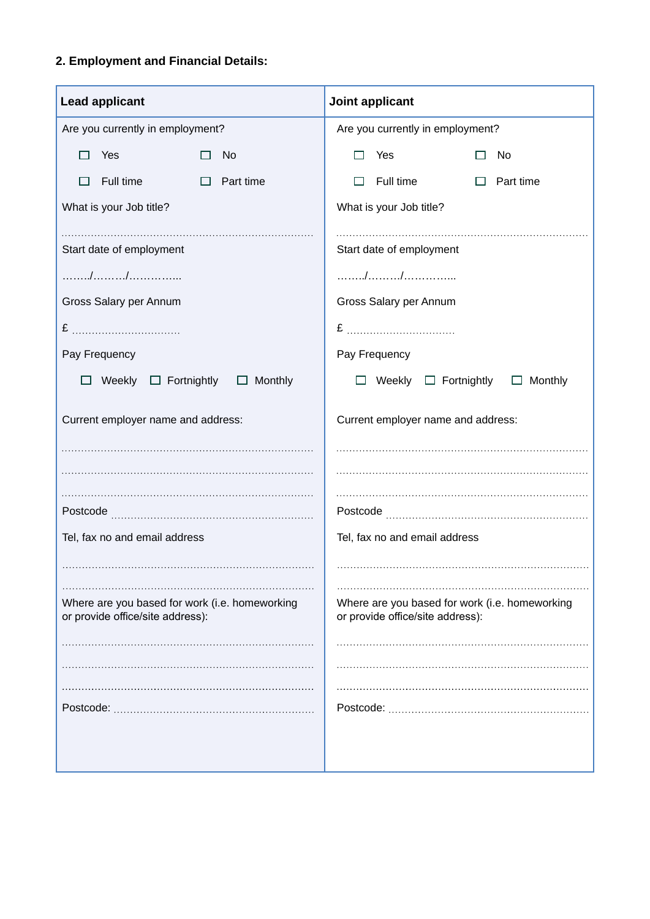## 2. Employment and Financial Details:

| Lead applicant | Joint applicant |
|---|---|
| Are you currently in employment? | Are you currently in employment? |
| ☐ Yes ☐ No | ☐ Yes ☐ No |
| ☐ Full time ☐ Part time | ☐ Full time ☐ Part time |
| What is your Job title? | What is your Job title? |
| .................................................................................. | .................................................................................. |
| Start date of employment | Start date of employment |
| ……../………/………….. | ……../………/………….. |
| Gross Salary per Annum | Gross Salary per Annum |
| £ ................................. | £ ................................. |
| Pay Frequency | Pay Frequency |
| ☐ Weekly ☐ Fortnightly ☐ Monthly | ☐ Weekly ☐ Fortnightly ☐ Monthly |
| Current employer name and address: | Current employer name and address: |
| .................................................................................. | .................................................................................. |
| .................................................................................. | .................................................................................. |
| .................................................................................. | .................................................................................. |
| Postcode ............................................................... | Postcode ............................................................... |
| Tel, fax no and email address | Tel, fax no and email address |
| .................................................................................. | .................................................................................. |
| .................................................................................. | .................................................................................. |
| Where are you based for work (i.e. homeworking or provide office/site address): | Where are you based for work (i.e. homeworking or provide office/site address): |
| .................................................................................. | .................................................................................. |
| .................................................................................. | .................................................................................. |
| .................................................................................. | .................................................................................. |
| Postcode: ............................................................. | Postcode: ............................................................. |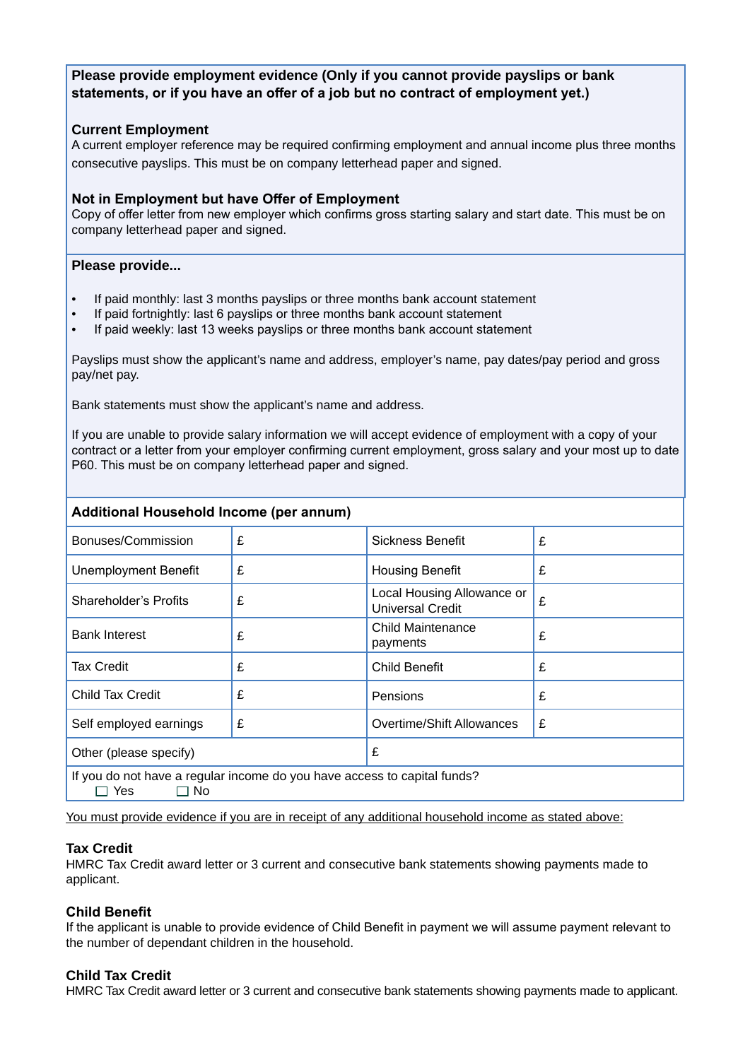**Please provide employment evidence (Only if you cannot provide payslips or bank statements, or if you have an offer of a job but no contract of employment yet.)**

**Current Employment**

A current employer reference may be required confirming employment and annual income plus three months consecutive payslips. This must be on company letterhead paper and signed.

**Not in Employment but have Offer of Employment**

Copy of offer letter from new employer which confirms gross starting salary and start date. This must be on company letterhead paper and signed.

**Please provide...**

- If paid monthly: last 3 months payslips or three months bank account statement
- If paid fortnightly: last 6 payslips or three months bank account statement
- If paid weekly: last 13 weeks payslips or three months bank account statement

Payslips must show the applicant's name and address, employer's name, pay dates/pay period and gross pay/net pay.

Bank statements must show the applicant's name and address.

If you are unable to provide salary information we will accept evidence of employment with a copy of your contract or a letter from your employer confirming current employment, gross salary and your most up to date P60. This must be on company letterhead paper and signed.

| **Additional Household Income (per annum)** | | | |
|---|---|---|---|
| Bonuses/Commission | £ | Sickness Benefit | £ |
| Unemployment Benefit | £ | Housing Benefit | £ |
| Shareholder's Profits | £ | Local Housing Allowance or Universal Credit | £ |
| Bank Interest | £ | Child Maintenance payments | £ |
| Tax Credit | £ | Child Benefit | £ |
| Child Tax Credit | £ | Pensions | £ |
| Self employed earnings | £ | Overtime/Shift Allowances | £ |
| Other (please specify) | | £ | |
| If you do not have a regular income do you have access to capital funds? ☐ Yes ☐ No | | | |

You must provide evidence if you are in receipt of any additional household income as stated above:

**Tax Credit**

HMRC Tax Credit award letter or 3 current and consecutive bank statements showing payments made to applicant.

**Child Benefit**

If the applicant is unable to provide evidence of Child Benefit in payment we will assume payment relevant to the number of dependant children in the household.

**Child Tax Credit**

HMRC Tax Credit award letter or 3 current and consecutive bank statements showing payments made to applicant.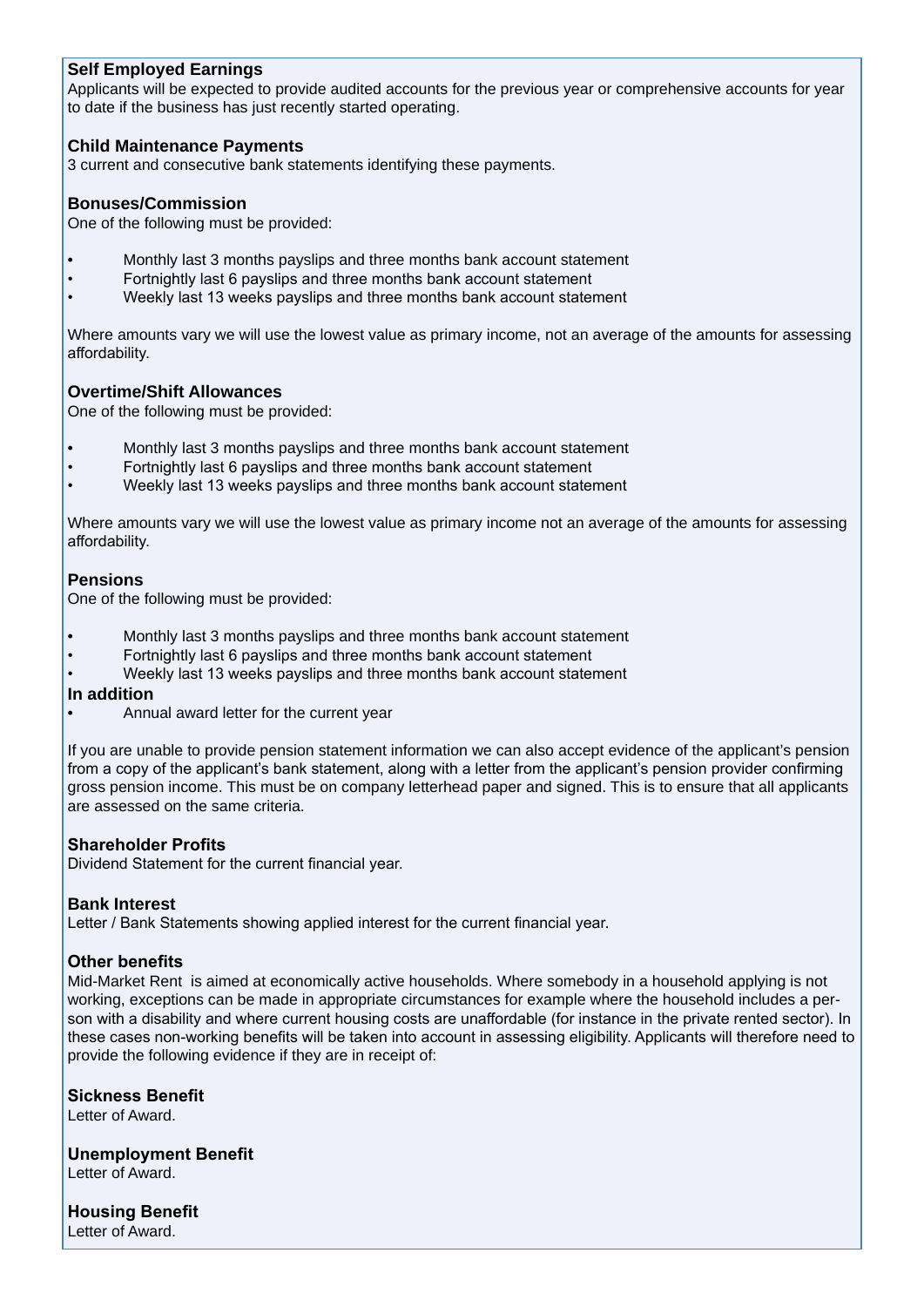**Self Employed Earnings**
Applicants will be expected to provide audited accounts for the previous year or comprehensive accounts for year to date if the business has just recently started operating.

**Child Maintenance Payments**
3 current and consecutive bank statements identifying these payments.

**Bonuses/Commission**
One of the following must be provided:

- Monthly last 3 months payslips and three months bank account statement
- Fortnightly last 6 payslips and three months bank account statement
- Weekly last 13 weeks payslips and three months bank account statement

Where amounts vary we will use the lowest value as primary income, not an average of the amounts for assessing affordability.

**Overtime/Shift Allowances**
One of the following must be provided:

- Monthly last 3 months payslips and three months bank account statement
- Fortnightly last 6 payslips and three months bank account statement
- Weekly last 13 weeks payslips and three months bank account statement

Where amounts vary we will use the lowest value as primary income not an average of the amounts for assessing affordability.

**Pensions**
One of the following must be provided:

- Monthly last 3 months payslips and three months bank account statement
- Fortnightly last 6 payslips and three months bank account statement
- Weekly last 13 weeks payslips and three months bank account statement

**In addition**

- Annual award letter for the current year

If you are unable to provide pension statement information we can also accept evidence of the applicant's pension from a copy of the applicant's bank statement, along with a letter from the applicant's pension provider confirming gross pension income. This must be on company letterhead paper and signed. This is to ensure that all applicants are assessed on the same criteria.

**Shareholder Profits**
Dividend Statement for the current financial year.

**Bank Interest**
Letter / Bank Statements showing applied interest for the current financial year.

**Other benefits**
Mid-Market Rent is aimed at economically active households. Where somebody in a household applying is not working, exceptions can be made in appropriate circumstances for example where the household includes a person with a disability and where current housing costs are unaffordable (for instance in the private rented sector). In these cases non-working benefits will be taken into account in assessing eligibility. Applicants will therefore need to provide the following evidence if they are in receipt of:

**Sickness Benefit**
Letter of Award.

**Unemployment Benefit**
Letter of Award.

**Housing Benefit**
Letter of Award.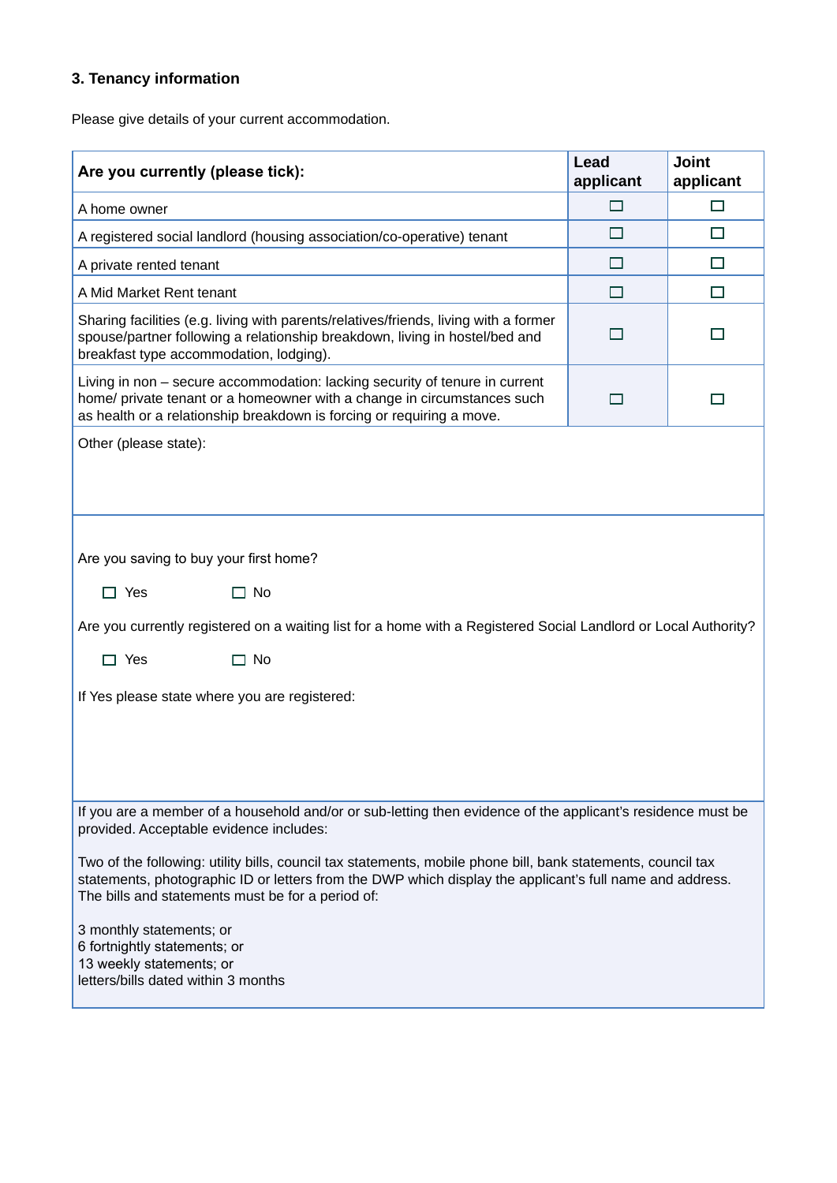### 3. Tenancy information

Please give details of your current accommodation.

| Are you currently (please tick): | Lead applicant | Joint applicant |
|---|---|---|
| A home owner | ☐ | ☐ |
| A registered social landlord (housing association/co-operative) tenant | ☐ | ☐ |
| A private rented tenant | ☐ | ☐ |
| A Mid Market Rent tenant | ☐ | ☐ |
| Sharing facilities (e.g. living with parents/relatives/friends, living with a former spouse/partner following a relationship breakdown, living in hostel/bed and breakfast type accommodation, lodging). | ☐ | ☐ |
| Living in non – secure accommodation: lacking security of tenure in current home/ private tenant or a homeowner with a change in circumstances such as health or a relationship breakdown is forcing or requiring a move. | ☐ | ☐ |
| Other (please state): | | |

Are you saving to buy your first home?

☐ Yes ☐ No

Are you currently registered on a waiting list for a home with a Registered Social Landlord or Local Authority?

☐ Yes ☐ No

If Yes please state where you are registered:

If you are a member of a household and/or or sub-letting then evidence of the applicant's residence must be provided. Acceptable evidence includes:

Two of the following: utility bills, council tax statements, mobile phone bill, bank statements, council tax statements, photographic ID or letters from the DWP which display the applicant's full name and address. The bills and statements must be for a period of:

3 monthly statements; or
6 fortnightly statements; or
13 weekly statements; or
letters/bills dated within 3 months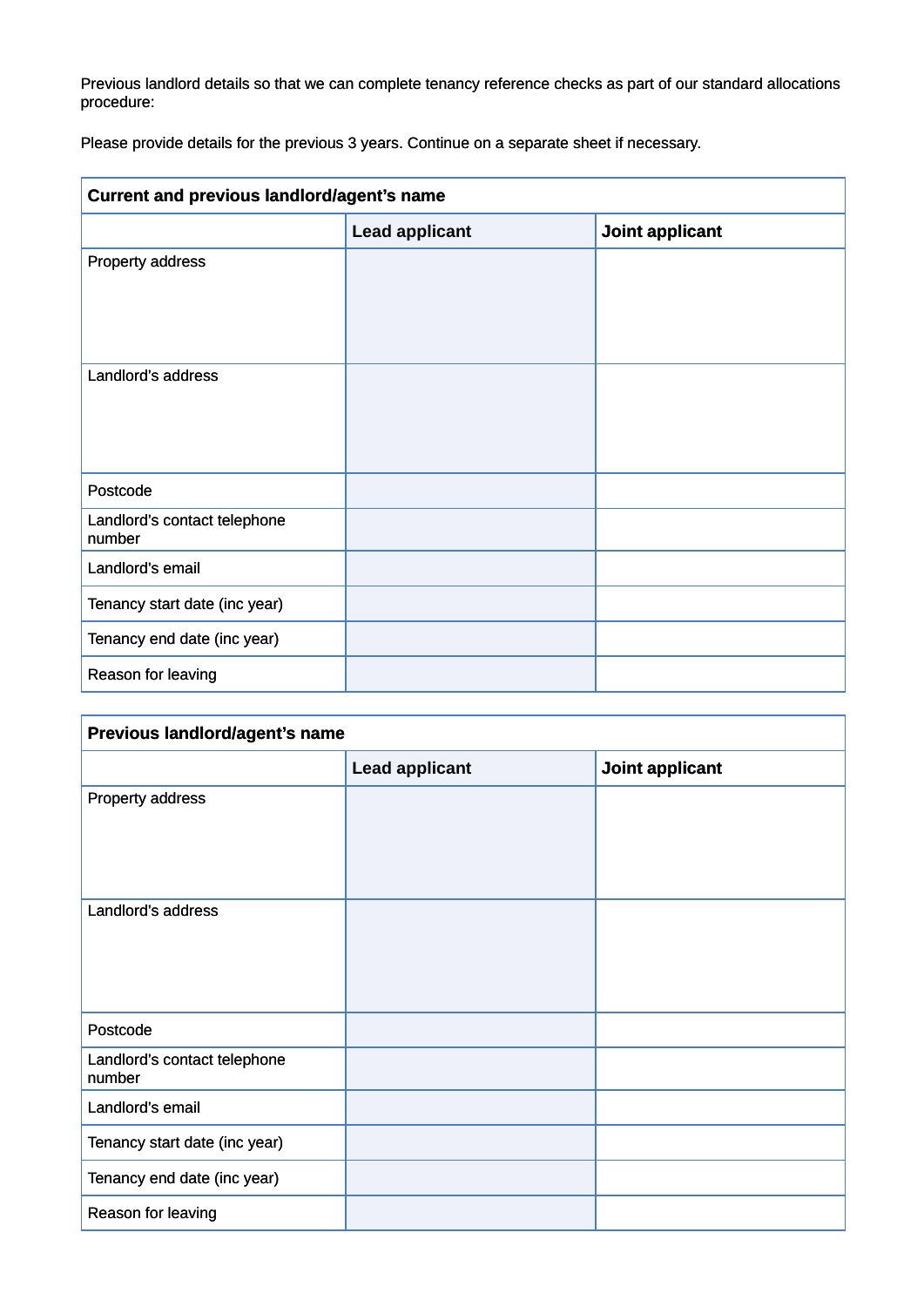Previous landlord details so that we can complete tenancy reference checks as part of our standard allocations procedure:

Please provide details for the previous 3 years. Continue on a separate sheet if necessary.

| **Current and previous landlord/agent's name** | | |
|---|---|---|
| | **Lead applicant** | **Joint applicant** |
| Property address | | |
| Landlord's address | | |
| Postcode | | |
| Landlord's contact telephone number | | |
| Landlord's email | | |
| Tenancy start date (inc year) | | |
| Tenancy end date (inc year) | | |
| Reason for leaving | | |

| **Previous landlord/agent's name** | | |
|---|---|---|
| | **Lead applicant** | **Joint applicant** |
| Property address | | |
| Landlord's address | | |
| Postcode | | |
| Landlord's contact telephone number | | |
| Landlord's email | | |
| Tenancy start date (inc year) | | |
| Tenancy end date (inc year) | | |
| Reason for leaving | | |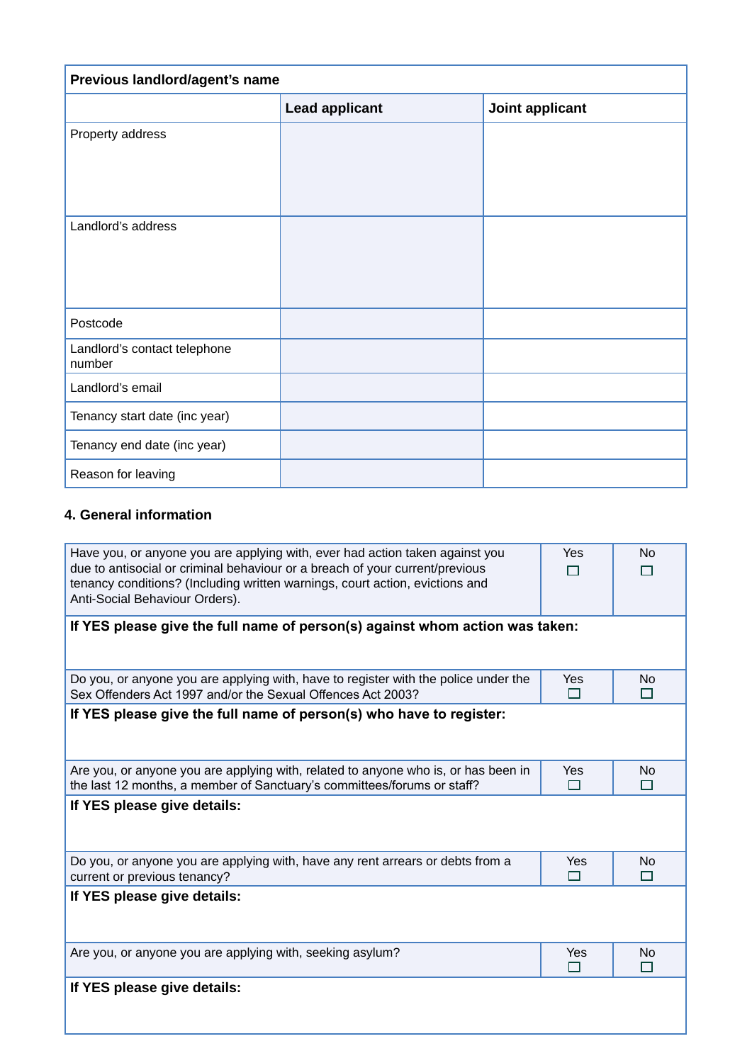| Previous landlord/agent's name | | |
|---|---|---|
| | **Lead applicant** | **Joint applicant** |
| Property address | | |
| Landlord's address | | |
| Postcode | | |
| Landlord's contact telephone number | | |
| Landlord's email | | |
| Tenancy start date (inc year) | | |
| Tenancy end date (inc year) | | |
| Reason for leaving | | |

#### 4. General information

| Question | Yes | No |
|---|---|---|
| Have you, or anyone you are applying with, ever had action taken against you due to antisocial or criminal behaviour or a breach of your current/previous tenancy conditions? (Including written warnings, court action, evictions and Anti-Social Behaviour Orders). | ☐ | ☐ |
| **If YES please give the full name of person(s) against whom action was taken:** | | |
| Do you, or anyone you are applying with, have to register with the police under the Sex Offenders Act 1997 and/or the Sexual Offences Act 2003? | ☐ | ☐ |
| **If YES please give the full name of person(s) who have to register:** | | |
| Are you, or anyone you are applying with, related to anyone who is, or has been in the last 12 months, a member of Sanctuary's committees/forums or staff? | ☐ | ☐ |
| **If YES please give details:** | | |
| Do you, or anyone you are applying with, have any rent arrears or debts from a current or previous tenancy? | ☐ | ☐ |
| **If YES please give details:** | | |
| Are you, or anyone you are applying with, seeking asylum? | ☐ | ☐ |
| **If YES please give details:** | | |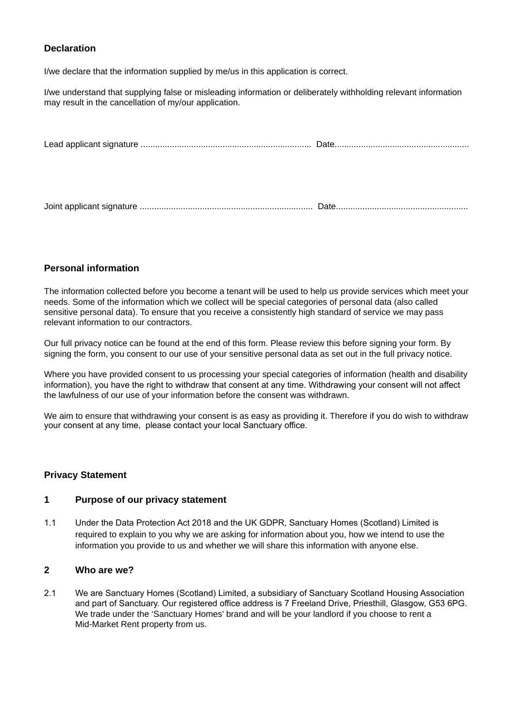## Declaration

I/we declare that the information supplied by me/us in this application is correct.

I/we understand that supplying false or misleading information or deliberately withholding relevant information may result in the cancellation of my/our application.

Lead applicant signature ....................................................................... Date........................................................

Joint applicant signature ........................................................................ Date.......................................................

## Personal information

The information collected before you become a tenant will be used to help us provide services which meet your needs. Some of the information which we collect will be special categories of personal data (also called sensitive personal data). To ensure that you receive a consistently high standard of service we may pass relevant information to our contractors.

Our full privacy notice can be found at the end of this form. Please review this before signing your form. By signing the form, you consent to our use of your sensitive personal data as set out in the full privacy notice.

Where you have provided consent to us processing your special categories of information (health and disability information), you have the right to withdraw that consent at any time. Withdrawing your consent will not affect the lawfulness of our use of your information before the consent was withdrawn.

We aim to ensure that withdrawing your consent is as easy as providing it. Therefore if you do wish to withdraw your consent at any time, please contact your local Sanctuary office.

## Privacy Statement

### 1 Purpose of our privacy statement

1.1 Under the Data Protection Act 2018 and the UK GDPR, Sanctuary Homes (Scotland) Limited is required to explain to you why we are asking for information about you, how we intend to use the information you provide to us and whether we will share this information with anyone else.

### 2 Who are we?

2.1 We are Sanctuary Homes (Scotland) Limited, a subsidiary of Sanctuary Scotland Housing Association and part of Sanctuary. Our registered office address is 7 Freeland Drive, Priesthill, Glasgow, G53 6PG. We trade under the 'Sanctuary Homes' brand and will be your landlord if you choose to rent a Mid-Market Rent property from us.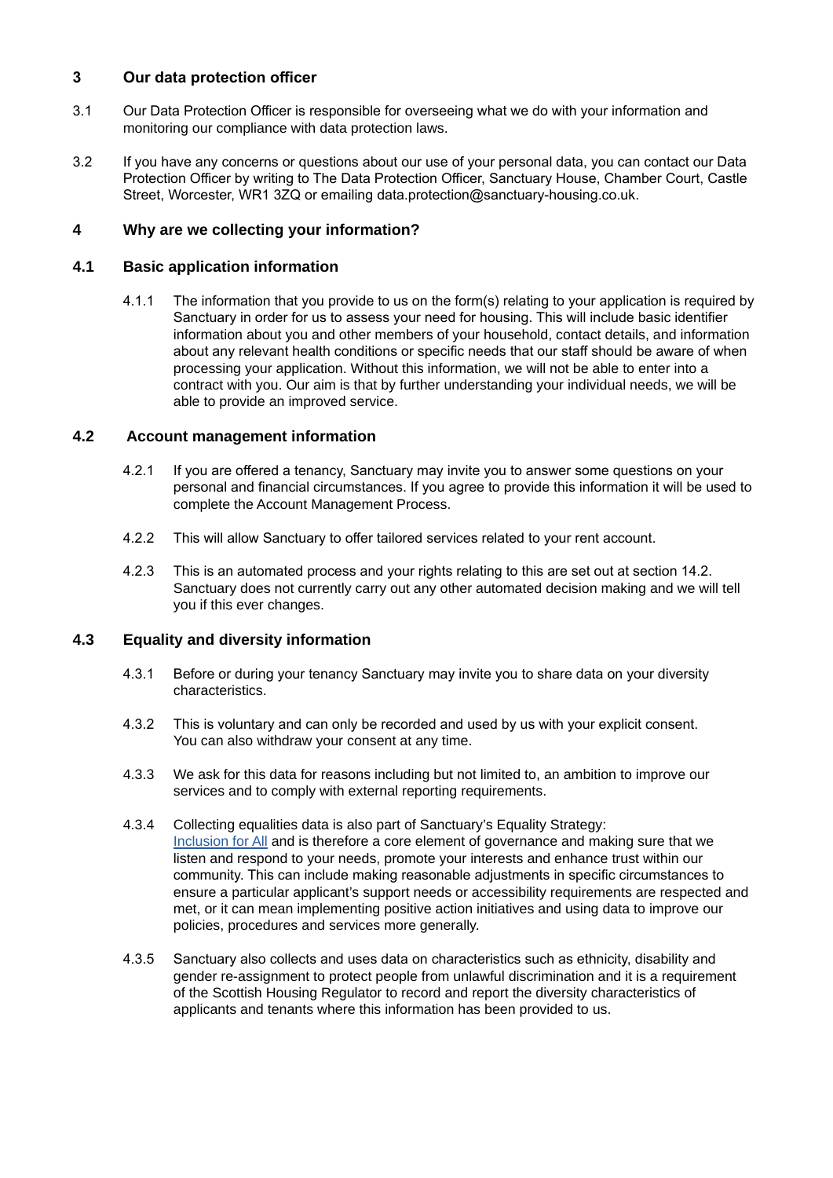## 3 Our data protection officer

3.1 Our Data Protection Officer is responsible for overseeing what we do with your information and monitoring our compliance with data protection laws.

3.2 If you have any concerns or questions about our use of your personal data, you can contact our Data Protection Officer by writing to The Data Protection Officer, Sanctuary House, Chamber Court, Castle Street, Worcester, WR1 3ZQ or emailing data.protection@sanctuary-housing.co.uk.

## 4 Why are we collecting your information?

### 4.1 Basic application information

4.1.1 The information that you provide to us on the form(s) relating to your application is required by Sanctuary in order for us to assess your need for housing. This will include basic identifier information about you and other members of your household, contact details, and information about any relevant health conditions or specific needs that our staff should be aware of when processing your application. Without this information, we will not be able to enter into a contract with you. Our aim is that by further understanding your individual needs, we will be able to provide an improved service.

### 4.2 Account management information

4.2.1 If you are offered a tenancy, Sanctuary may invite you to answer some questions on your personal and financial circumstances. If you agree to provide this information it will be used to complete the Account Management Process.

4.2.2 This will allow Sanctuary to offer tailored services related to your rent account.

4.2.3 This is an automated process and your rights relating to this are set out at section 14.2. Sanctuary does not currently carry out any other automated decision making and we will tell you if this ever changes.

### 4.3 Equality and diversity information

4.3.1 Before or during your tenancy Sanctuary may invite you to share data on your diversity characteristics.

4.3.2 This is voluntary and can only be recorded and used by us with your explicit consent. You can also withdraw your consent at any time.

4.3.3 We ask for this data for reasons including but not limited to, an ambition to improve our services and to comply with external reporting requirements.

4.3.4 Collecting equalities data is also part of Sanctuary's Equality Strategy: Inclusion for All and is therefore a core element of governance and making sure that we listen and respond to your needs, promote your interests and enhance trust within our community. This can include making reasonable adjustments in specific circumstances to ensure a particular applicant's support needs or accessibility requirements are respected and met, or it can mean implementing positive action initiatives and using data to improve our policies, procedures and services more generally.

4.3.5 Sanctuary also collects and uses data on characteristics such as ethnicity, disability and gender re-assignment to protect people from unlawful discrimination and it is a requirement of the Scottish Housing Regulator to record and report the diversity characteristics of applicants and tenants where this information has been provided to us.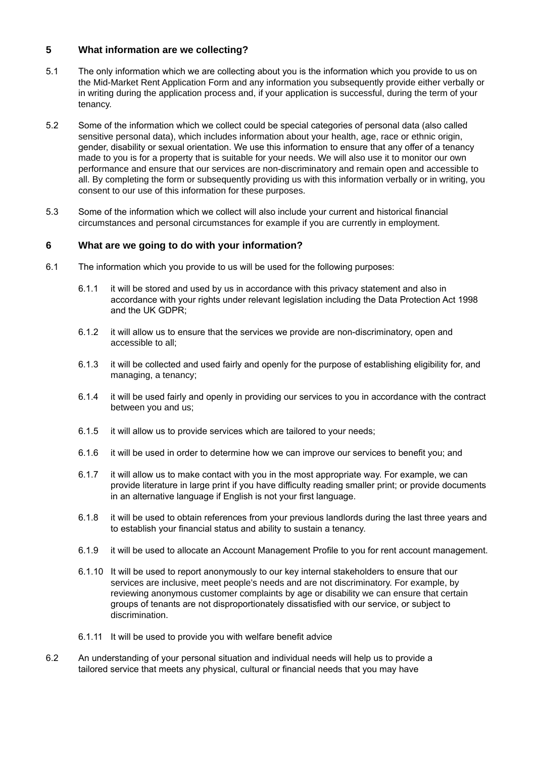## 5 What information are we collecting?

5.1 The only information which we are collecting about you is the information which you provide to us on the Mid-Market Rent Application Form and any information you subsequently provide either verbally or in writing during the application process and, if your application is successful, during the term of your tenancy.

5.2 Some of the information which we collect could be special categories of personal data (also called sensitive personal data), which includes information about your health, age, race or ethnic origin, gender, disability or sexual orientation. We use this information to ensure that any offer of a tenancy made to you is for a property that is suitable for your needs. We will also use it to monitor our own performance and ensure that our services are non-discriminatory and remain open and accessible to all. By completing the form or subsequently providing us with this information verbally or in writing, you consent to our use of this information for these purposes.

5.3 Some of the information which we collect will also include your current and historical financial circumstances and personal circumstances for example if you are currently in employment.

## 6 What are we going to do with your information?

6.1 The information which you provide to us will be used for the following purposes:

6.1.1 it will be stored and used by us in accordance with this privacy statement and also in accordance with your rights under relevant legislation including the Data Protection Act 1998 and the UK GDPR;

6.1.2 it will allow us to ensure that the services we provide are non-discriminatory, open and accessible to all;

6.1.3 it will be collected and used fairly and openly for the purpose of establishing eligibility for, and managing, a tenancy;

6.1.4 it will be used fairly and openly in providing our services to you in accordance with the contract between you and us;

6.1.5 it will allow us to provide services which are tailored to your needs;

6.1.6 it will be used in order to determine how we can improve our services to benefit you; and

6.1.7 it will allow us to make contact with you in the most appropriate way. For example, we can provide literature in large print if you have difficulty reading smaller print; or provide documents in an alternative language if English is not your first language.

6.1.8 it will be used to obtain references from your previous landlords during the last three years and to establish your financial status and ability to sustain a tenancy.

6.1.9 it will be used to allocate an Account Management Profile to you for rent account management.

6.1.10 It will be used to report anonymously to our key internal stakeholders to ensure that our services are inclusive, meet people's needs and are not discriminatory. For example, by reviewing anonymous customer complaints by age or disability we can ensure that certain groups of tenants are not disproportionately dissatisfied with our service, or subject to discrimination.

6.1.11 It will be used to provide you with welfare benefit advice

6.2 An understanding of your personal situation and individual needs will help us to provide a tailored service that meets any physical, cultural or financial needs that you may have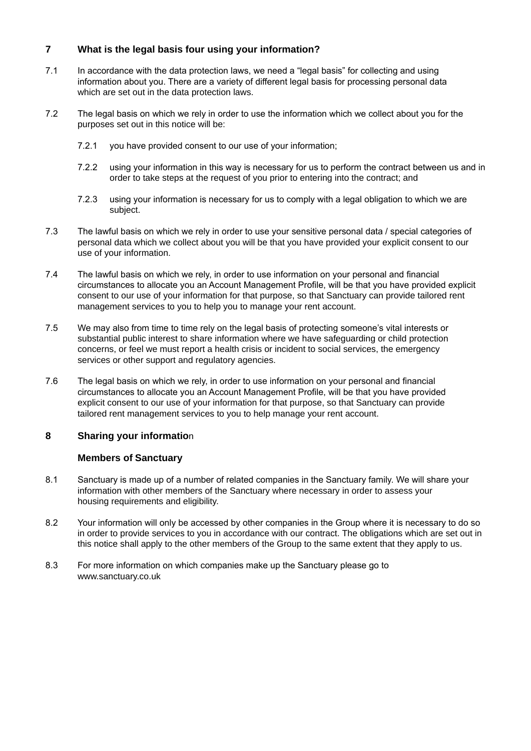## 7 What is the legal basis four using your information?

7.1 In accordance with the data protection laws, we need a “legal basis” for collecting and using information about you. There are a variety of different legal basis for processing personal data which are set out in the data protection laws.

7.2 The legal basis on which we rely in order to use the information which we collect about you for the purposes set out in this notice will be:

7.2.1 you have provided consent to our use of your information;

7.2.2 using your information in this way is necessary for us to perform the contract between us and in order to take steps at the request of you prior to entering into the contract; and

7.2.3 using your information is necessary for us to comply with a legal obligation to which we are subject.

7.3 The lawful basis on which we rely in order to use your sensitive personal data / special categories of personal data which we collect about you will be that you have provided your explicit consent to our use of your information.

7.4 The lawful basis on which we rely, in order to use information on your personal and financial circumstances to allocate you an Account Management Profile, will be that you have provided explicit consent to our use of your information for that purpose, so that Sanctuary can provide tailored rent management services to you to help you to manage your rent account.

7.5 We may also from time to time rely on the legal basis of protecting someone’s vital interests or substantial public interest to share information where we have safeguarding or child protection concerns, or feel we must report a health crisis or incident to social services, the emergency services or other support and regulatory agencies.

7.6 The legal basis on which we rely, in order to use information on your personal and financial circumstances to allocate you an Account Management Profile, will be that you have provided explicit consent to our use of your information for that purpose, so that Sanctuary can provide tailored rent management services to you to help manage your rent account.

## 8 Sharing your information

### Members of Sanctuary

8.1 Sanctuary is made up of a number of related companies in the Sanctuary family. We will share your information with other members of the Sanctuary where necessary in order to assess your housing requirements and eligibility.

8.2 Your information will only be accessed by other companies in the Group where it is necessary to do so in order to provide services to you in accordance with our contract. The obligations which are set out in this notice shall apply to the other members of the Group to the same extent that they apply to us.

8.3 For more information on which companies make up the Sanctuary please go to www.sanctuary.co.uk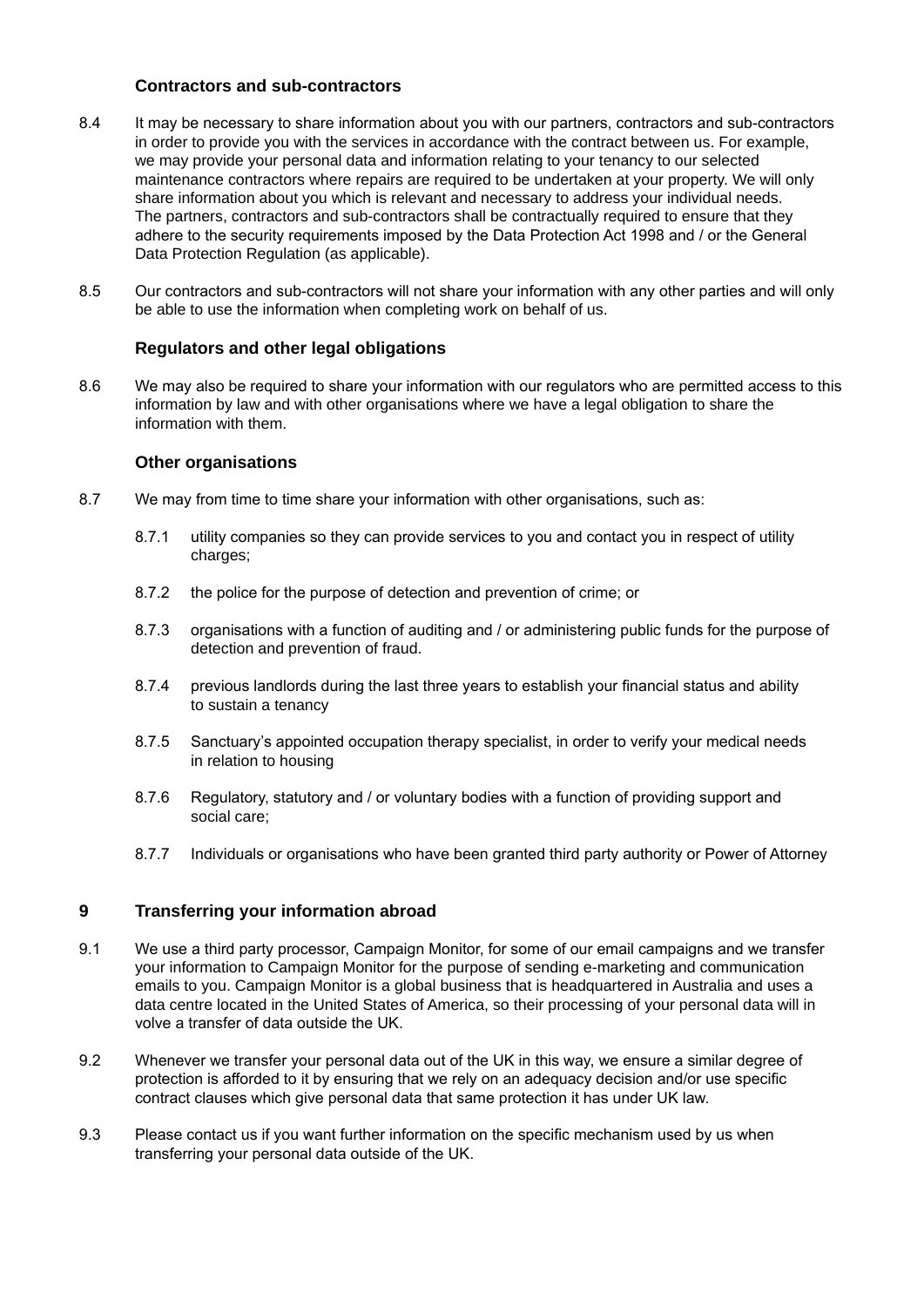### Contractors and sub-contractors

8.4 It may be necessary to share information about you with our partners, contractors and sub-contractors in order to provide you with the services in accordance with the contract between us. For example, we may provide your personal data and information relating to your tenancy to our selected maintenance contractors where repairs are required to be undertaken at your property. We will only share information about you which is relevant and necessary to address your individual needs. The partners, contractors and sub-contractors shall be contractually required to ensure that they adhere to the security requirements imposed by the Data Protection Act 1998 and / or the General Data Protection Regulation (as applicable).

8.5 Our contractors and sub-contractors will not share your information with any other parties and will only be able to use the information when completing work on behalf of us.

### Regulators and other legal obligations

8.6 We may also be required to share your information with our regulators who are permitted access to this information by law and with other organisations where we have a legal obligation to share the information with them.

### Other organisations

8.7 We may from time to time share your information with other organisations, such as:

8.7.1 utility companies so they can provide services to you and contact you in respect of utility charges;

8.7.2 the police for the purpose of detection and prevention of crime; or

8.7.3 organisations with a function of auditing and / or administering public funds for the purpose of detection and prevention of fraud.

8.7.4 previous landlords during the last three years to establish your financial status and ability to sustain a tenancy

8.7.5 Sanctuary's appointed occupation therapy specialist, in order to verify your medical needs in relation to housing

8.7.6 Regulatory, statutory and / or voluntary bodies with a function of providing support and social care;

8.7.7 Individuals or organisations who have been granted third party authority or Power of Attorney

## 9 Transferring your information abroad

9.1 We use a third party processor, Campaign Monitor, for some of our email campaigns and we transfer your information to Campaign Monitor for the purpose of sending e-marketing and communication emails to you. Campaign Monitor is a global business that is headquartered in Australia and uses a data centre located in the United States of America, so their processing of your personal data will in volve a transfer of data outside the UK.

9.2 Whenever we transfer your personal data out of the UK in this way, we ensure a similar degree of protection is afforded to it by ensuring that we rely on an adequacy decision and/or use specific contract clauses which give personal data that same protection it has under UK law.

9.3 Please contact us if you want further information on the specific mechanism used by us when transferring your personal data outside of the UK.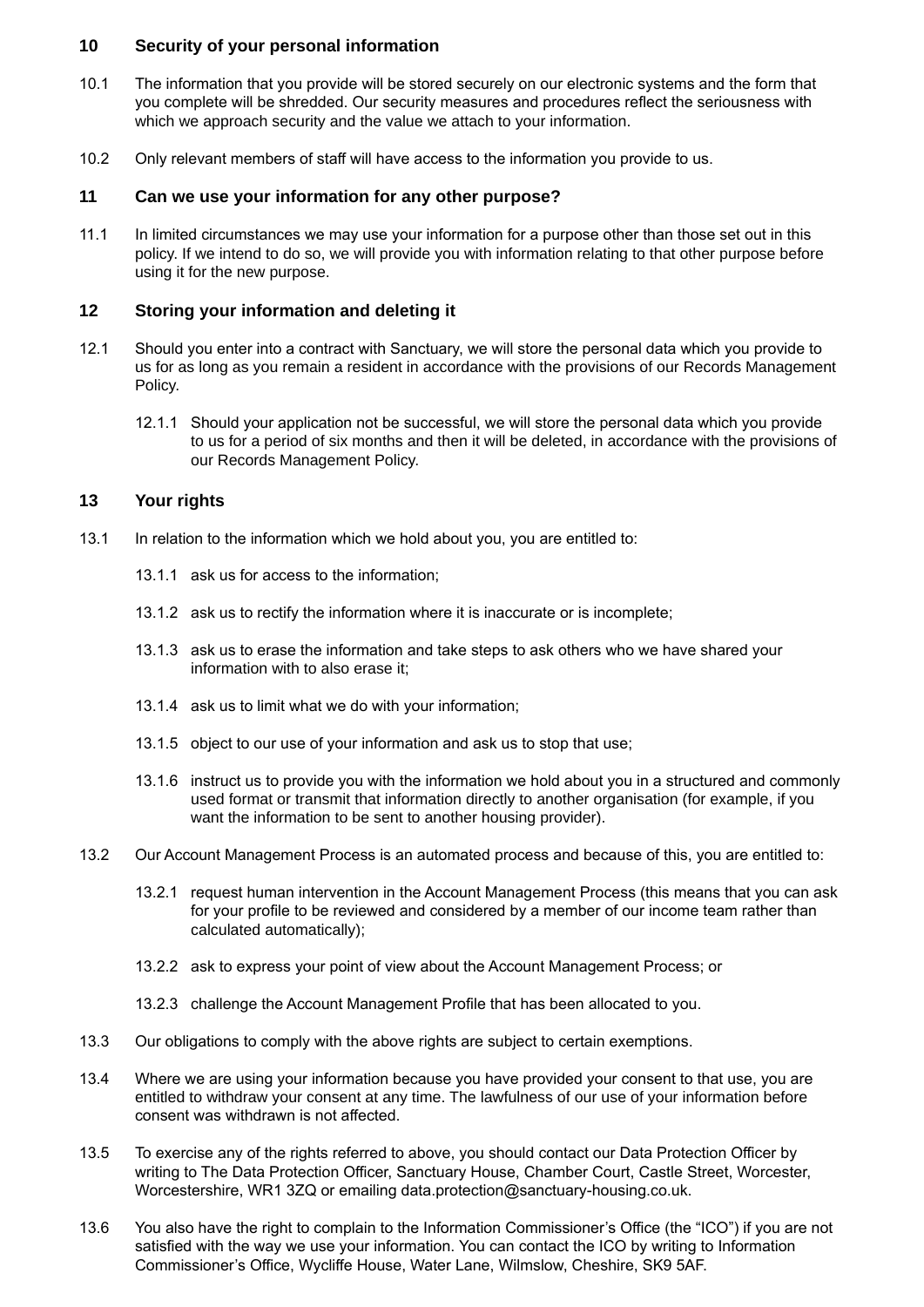## 10 Security of your personal information

10.1 The information that you provide will be stored securely on our electronic systems and the form that you complete will be shredded. Our security measures and procedures reflect the seriousness with which we approach security and the value we attach to your information.

10.2 Only relevant members of staff will have access to the information you provide to us.

## 11 Can we use your information for any other purpose?

11.1 In limited circumstances we may use your information for a purpose other than those set out in this policy. If we intend to do so, we will provide you with information relating to that other purpose before using it for the new purpose.

## 12 Storing your information and deleting it

12.1 Should you enter into a contract with Sanctuary, we will store the personal data which you provide to us for as long as you remain a resident in accordance with the provisions of our Records Management Policy.

> 12.1.1 Should your application not be successful, we will store the personal data which you provide to us for a period of six months and then it will be deleted, in accordance with the provisions of our Records Management Policy.

## 13 Your rights

13.1 In relation to the information which we hold about you, you are entitled to:

> 13.1.1 ask us for access to the information;
>
> 13.1.2 ask us to rectify the information where it is inaccurate or is incomplete;
>
> 13.1.3 ask us to erase the information and take steps to ask others who we have shared your information with to also erase it;
>
> 13.1.4 ask us to limit what we do with your information;
>
> 13.1.5 object to our use of your information and ask us to stop that use;
>
> 13.1.6 instruct us to provide you with the information we hold about you in a structured and commonly used format or transmit that information directly to another organisation (for example, if you want the information to be sent to another housing provider).

13.2 Our Account Management Process is an automated process and because of this, you are entitled to:

> 13.2.1 request human intervention in the Account Management Process (this means that you can ask for your profile to be reviewed and considered by a member of our income team rather than calculated automatically);
>
> 13.2.2 ask to express your point of view about the Account Management Process; or
>
> 13.2.3 challenge the Account Management Profile that has been allocated to you.

13.3 Our obligations to comply with the above rights are subject to certain exemptions.

13.4 Where we are using your information because you have provided your consent to that use, you are entitled to withdraw your consent at any time. The lawfulness of our use of your information before consent was withdrawn is not affected.

13.5 To exercise any of the rights referred to above, you should contact our Data Protection Officer by writing to The Data Protection Officer, Sanctuary House, Chamber Court, Castle Street, Worcester, Worcestershire, WR1 3ZQ or emailing data.protection@sanctuary-housing.co.uk.

13.6 You also have the right to complain to the Information Commissioner's Office (the "ICO") if you are not satisfied with the way we use your information. You can contact the ICO by writing to Information Commissioner's Office, Wycliffe House, Water Lane, Wilmslow, Cheshire, SK9 5AF.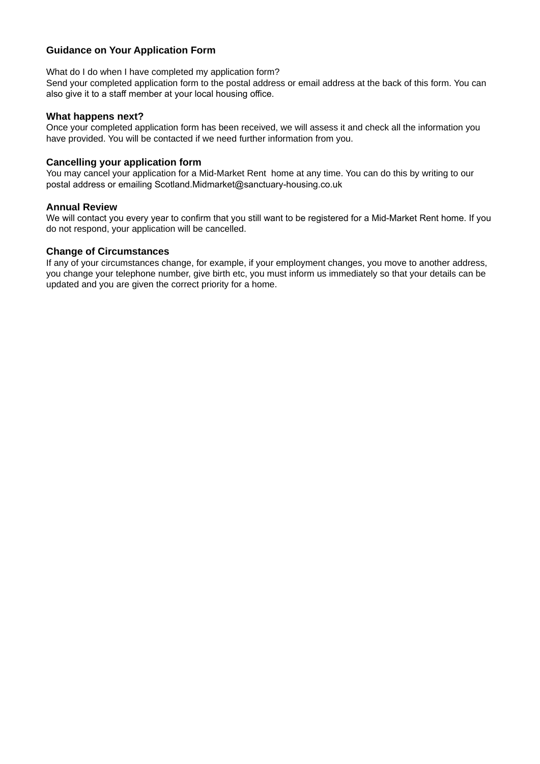## Guidance on Your Application Form

What do I do when I have completed my application form?
Send your completed application form to the postal address or email address at the back of this form. You can also give it to a staff member at your local housing office.

### What happens next?

Once your completed application form has been received, we will assess it and check all the information you have provided. You will be contacted if we need further information from you.

### Cancelling your application form

You may cancel your application for a Mid-Market Rent home at any time. You can do this by writing to our postal address or emailing Scotland.Midmarket@sanctuary-housing.co.uk

### Annual Review

We will contact you every year to confirm that you still want to be registered for a Mid-Market Rent home. If you do not respond, your application will be cancelled.

### Change of Circumstances

If any of your circumstances change, for example, if your employment changes, you move to another address, you change your telephone number, give birth etc, you must inform us immediately so that your details can be updated and you are given the correct priority for a home.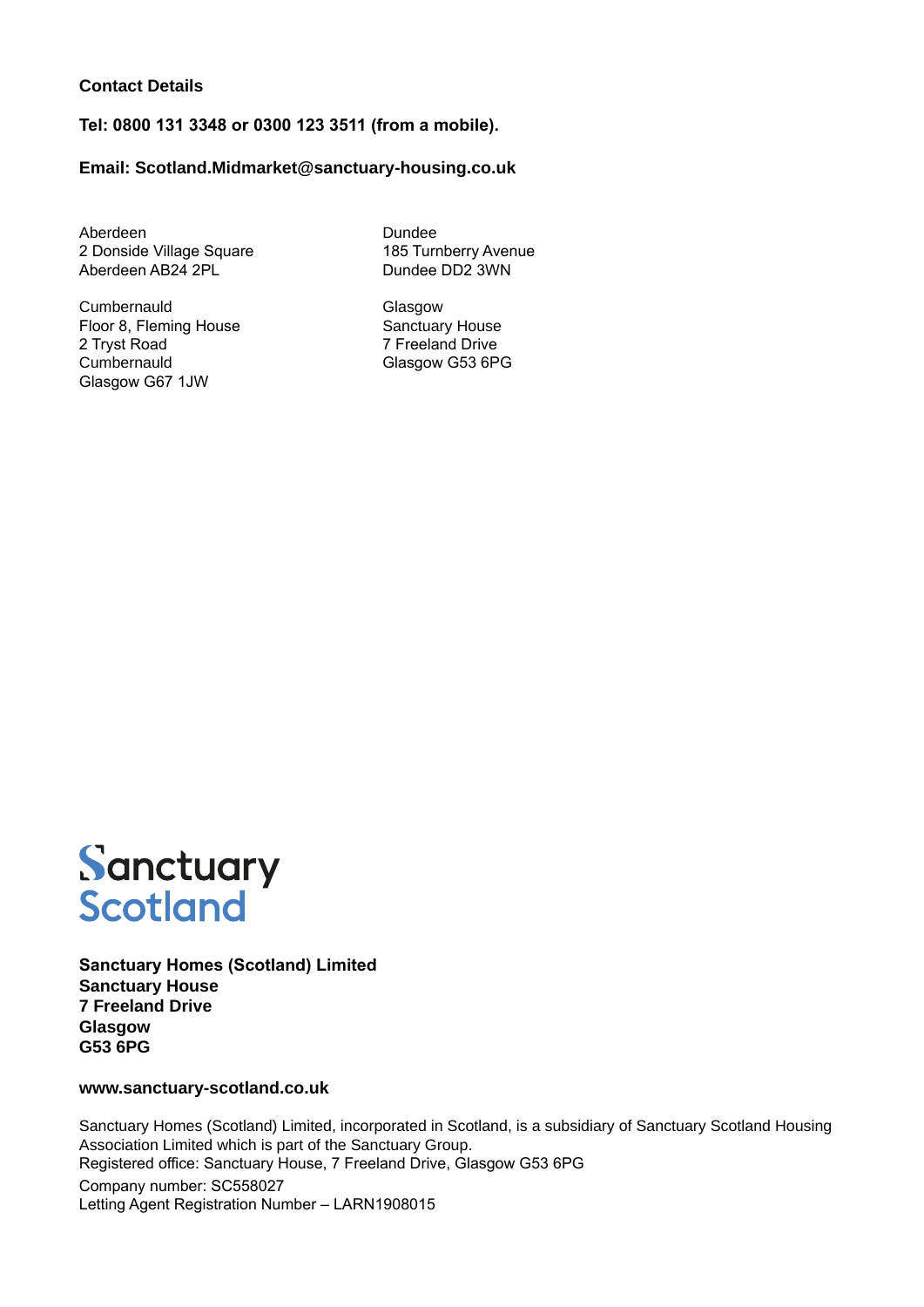**Contact Details**

**Tel: 0800 131 3348 or 0300 123 3511 (from a mobile).**

**Email: Scotland.Midmarket@sanctuary-housing.co.uk**

Aberdeen
2 Donside Village Square
Aberdeen AB24 2PL

Dundee
185 Turnberry Avenue
Dundee DD2 3WN

Cumbernauld
Floor 8, Fleming House
2 Tryst Road
Cumbernauld
Glasgow G67 1JW

Glasgow
Sanctuary House
7 Freeland Drive
Glasgow G53 6PG

Sanctuary Scotland

**Sanctuary Homes (Scotland) Limited**
**Sanctuary House**
**7 Freeland Drive**
**Glasgow**
**G53 6PG**

**www.sanctuary-scotland.co.uk**

Sanctuary Homes (Scotland) Limited, incorporated in Scotland, is a subsidiary of Sanctuary Scotland Housing Association Limited which is part of the Sanctuary Group.
Registered office: Sanctuary House, 7 Freeland Drive, Glasgow G53 6PG
Company number: SC558027
Letting Agent Registration Number – LARN1908015